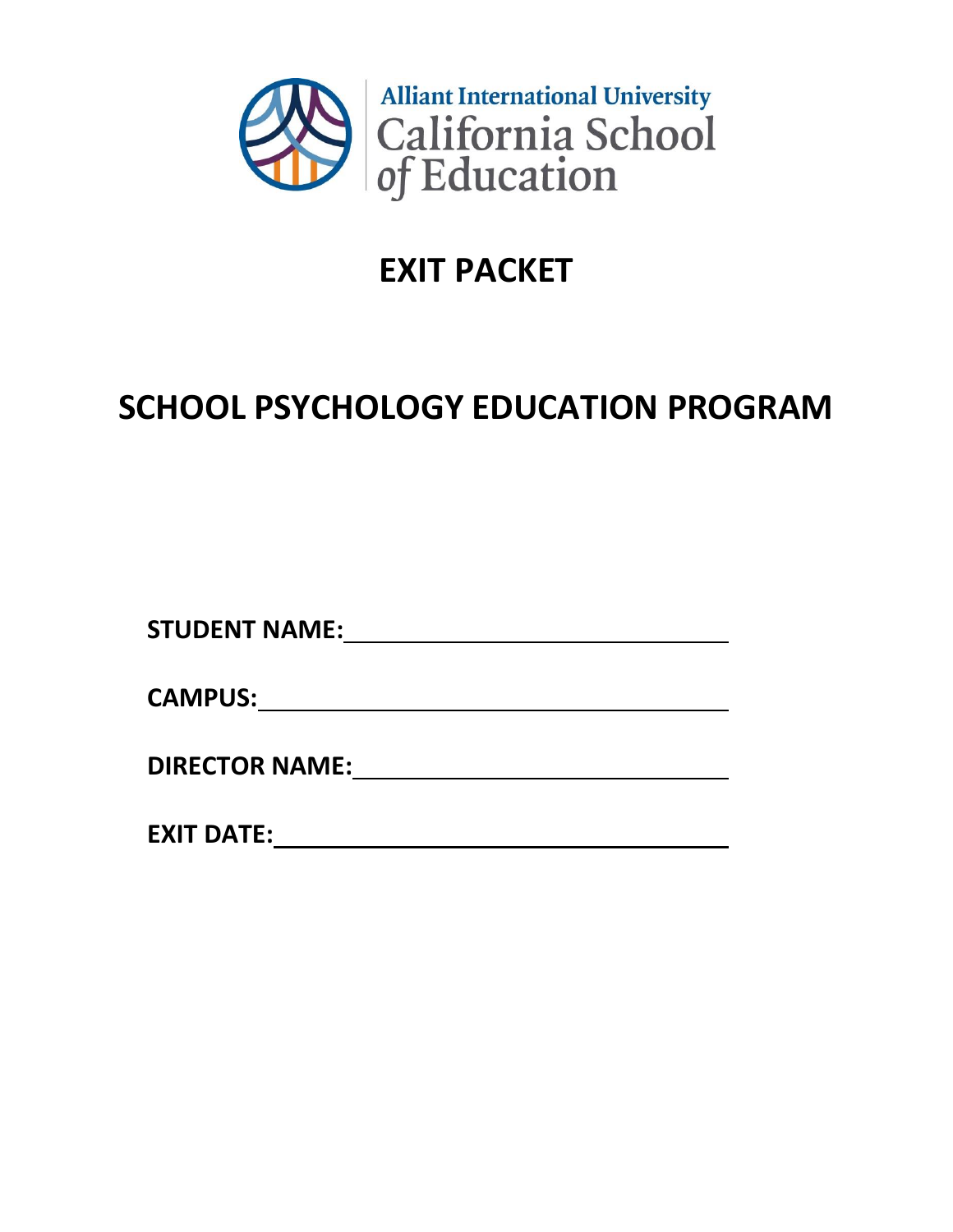Alliant International University
California School of Education

# EXIT PACKET

# SCHOOL PSYCHOLOGY EDUCATION PROGRAM

**STUDENT NAME:** ______________________________

**CAMPUS:** ______________________________

**DIRECTOR NAME:** ______________________________

**EXIT DATE:** ______________________________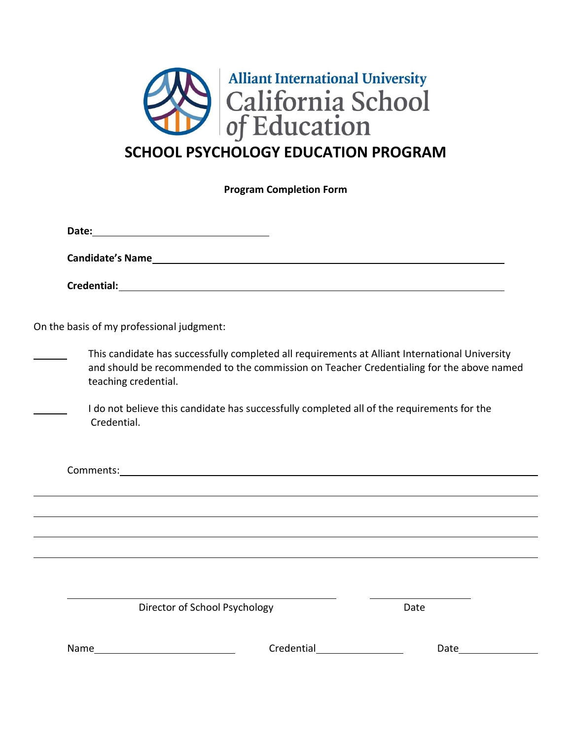Alliant International University
California School of Education

# SCHOOL PSYCHOLOGY EDUCATION PROGRAM

**Program Completion Form**

**Date:** ______________________________

**Candidate's Name** ____________________________________________________________

**Credential:** ____________________________________________________________

On the basis of my professional judgment:

______ This candidate has successfully completed all requirements at Alliant International University and should be recommended to the commission on Teacher Credentialing for the above named teaching credential.

______ I do not believe this candidate has successfully completed all of the requirements for the Credential.

Comments: ____________________________________________________________

____________________________________________________________

____________________________________________________________

____________________________________________________________

____________________________________________________________

______________________________________ ______________
Director of School Psychology Date

Name ______________________ Credential ______________ Date ______________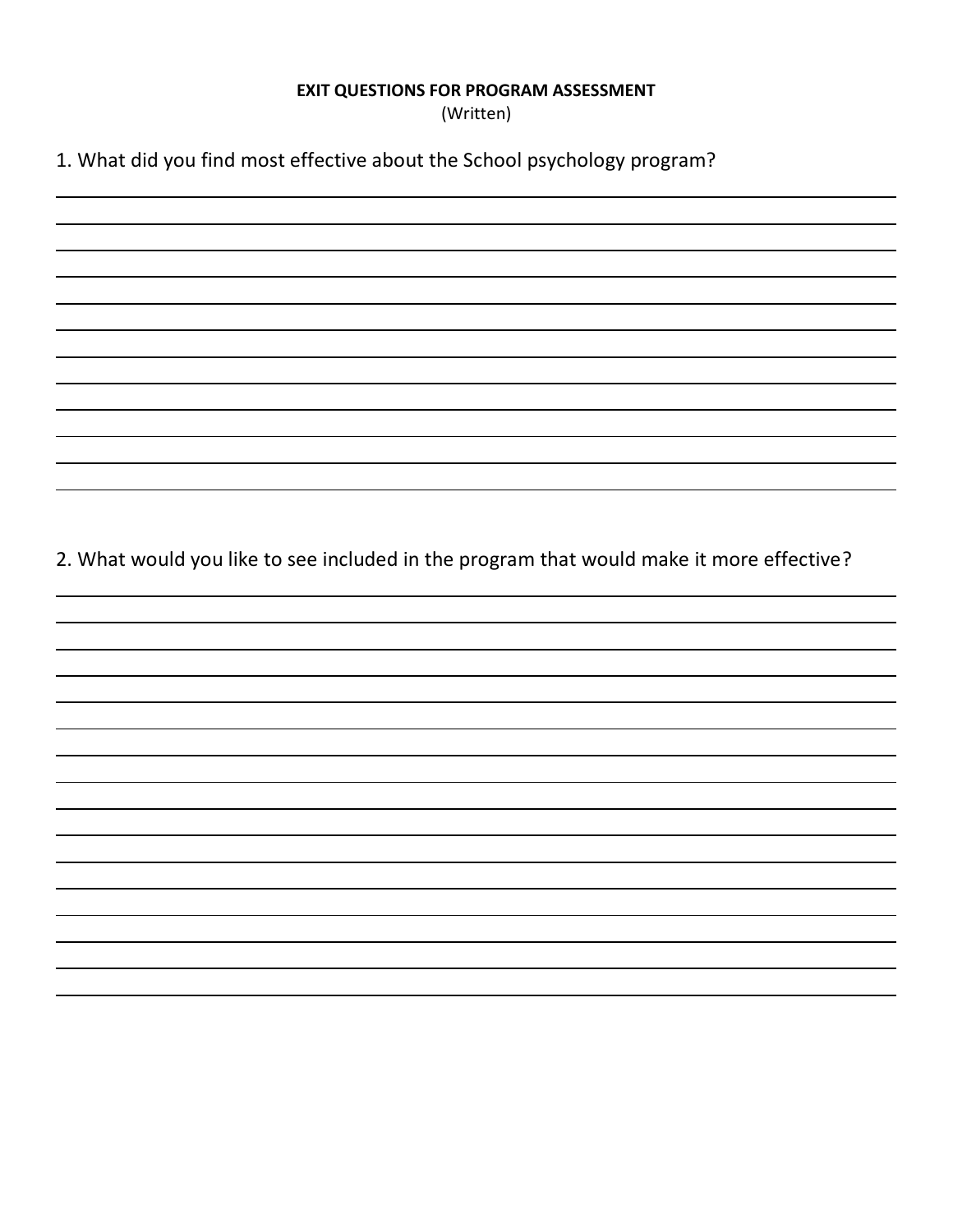**EXIT QUESTIONS FOR PROGRAM ASSESSMENT**
(Written)

1. What did you find most effective about the School psychology program?

2. What would you like to see included in the program that would make it more effective?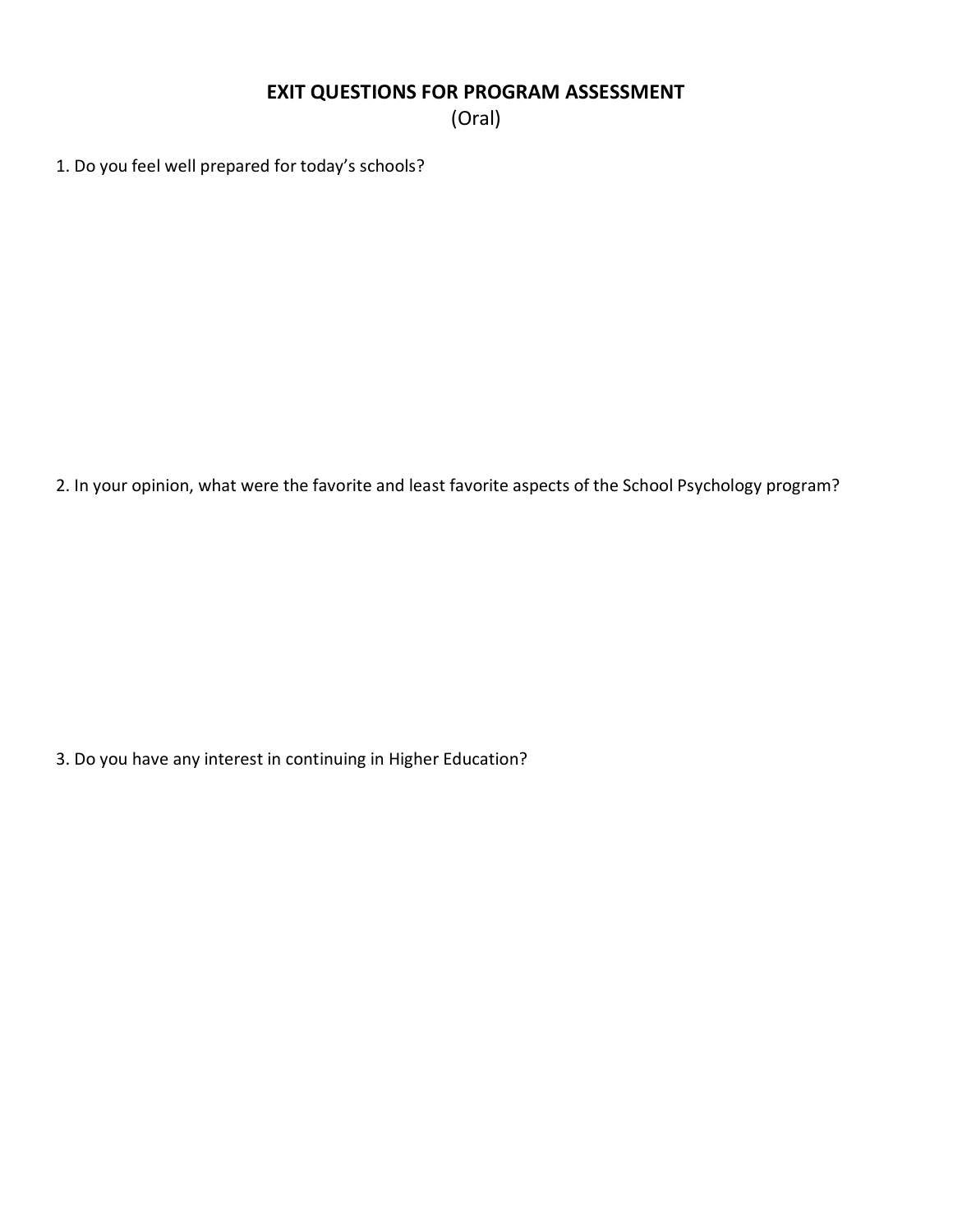# EXIT QUESTIONS FOR PROGRAM ASSESSMENT

(Oral)

1. Do you feel well prepared for today's schools?

2. In your opinion, what were the favorite and least favorite aspects of the School Psychology program?

3. Do you have any interest in continuing in Higher Education?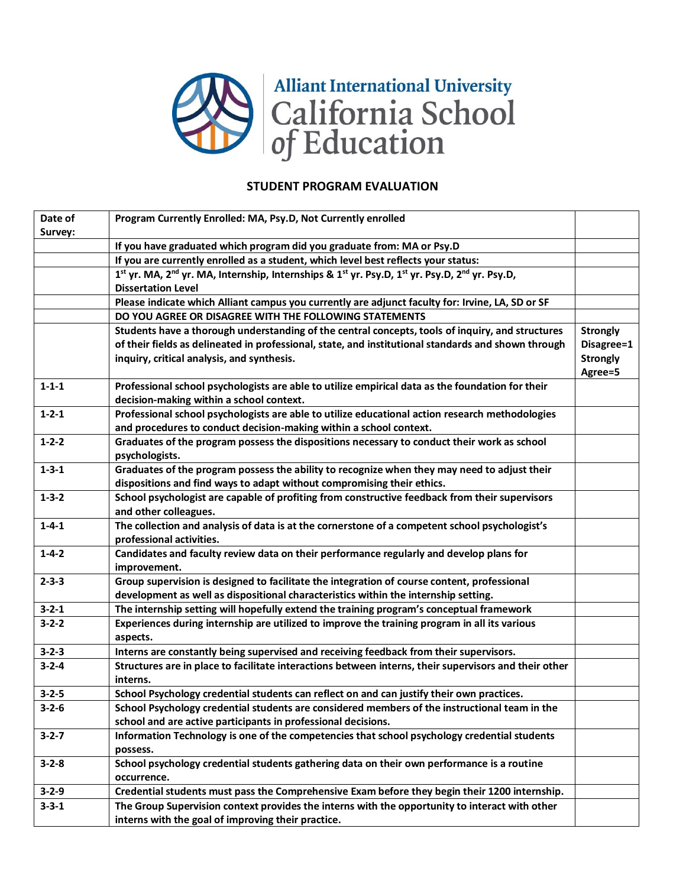Alliant International University California School of Education

## STUDENT PROGRAM EVALUATION

| Date of Survey: | Program Currently Enrolled: MA, Psy.D, Not Currently enrolled | |
|---|---|---|
| | If you have graduated which program did you graduate from: MA or Psy.D | |
| | If you are currently enrolled as a student, which level best reflects your status: | |
| | 1st yr. MA, 2nd yr. MA, Internship, Internships & 1st yr. Psy.D, 1st yr. Psy.D, 2nd yr. Psy.D, Dissertation Level | |
| | Please indicate which Alliant campus you currently are adjunct faculty for: Irvine, LA, SD or SF | |
| | DO YOU AGREE OR DISAGREE WITH THE FOLLOWING STATEMENTS | |
| | Students have a thorough understanding of the central concepts, tools of inquiry, and structures of their fields as delineated in professional, state, and institutional standards and shown through inquiry, critical analysis, and synthesis. | Strongly Disagree=1 Strongly Agree=5 |
| 1-1-1 | Professional school psychologists are able to utilize empirical data as the foundation for their decision-making within a school context. | |
| 1-2-1 | Professional school psychologists are able to utilize educational action research methodologies and procedures to conduct decision-making within a school context. | |
| 1-2-2 | Graduates of the program possess the dispositions necessary to conduct their work as school psychologists. | |
| 1-3-1 | Graduates of the program possess the ability to recognize when they may need to adjust their dispositions and find ways to adapt without compromising their ethics. | |
| 1-3-2 | School psychologist are capable of profiting from constructive feedback from their supervisors and other colleagues. | |
| 1-4-1 | The collection and analysis of data is at the cornerstone of a competent school psychologist's professional activities. | |
| 1-4-2 | Candidates and faculty review data on their performance regularly and develop plans for improvement. | |
| 2-3-3 | Group supervision is designed to facilitate the integration of course content, professional development as well as dispositional characteristics within the internship setting. | |
| 3-2-1 | The internship setting will hopefully extend the training program's conceptual framework | |
| 3-2-2 | Experiences during internship are utilized to improve the training program in all its various aspects. | |
| 3-2-3 | Interns are constantly being supervised and receiving feedback from their supervisors. | |
| 3-2-4 | Structures are in place to facilitate interactions between interns, their supervisors and their other interns. | |
| 3-2-5 | School Psychology credential students can reflect on and can justify their own practices. | |
| 3-2-6 | School Psychology credential students are considered members of the instructional team in the school and are active participants in professional decisions. | |
| 3-2-7 | Information Technology is one of the competencies that school psychology credential students possess. | |
| 3-2-8 | School psychology credential students gathering data on their own performance is a routine occurrence. | |
| 3-2-9 | Credential students must pass the Comprehensive Exam before they begin their 1200 internship. | |
| 3-3-1 | The Group Supervision context provides the interns with the opportunity to interact with other interns with the goal of improving their practice. | |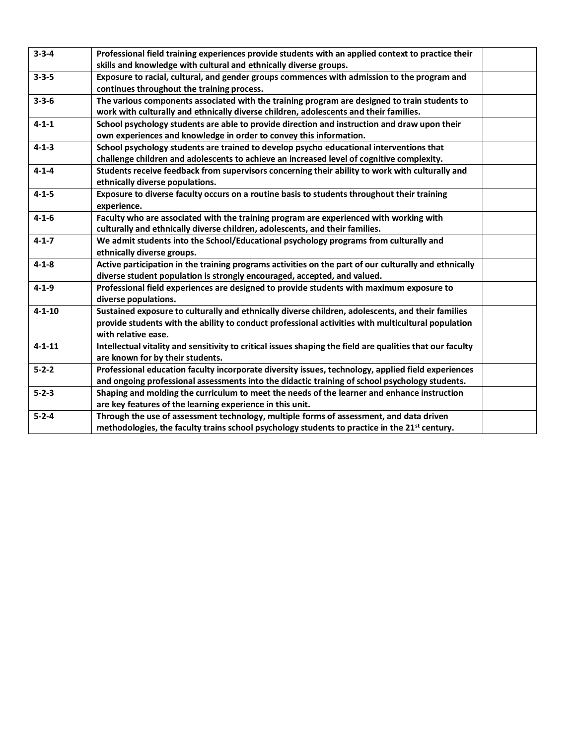| | | |
|---|---|---|
| **3-3-4** | **Professional field training experiences provide students with an applied context to practice their skills and knowledge with cultural and ethnically diverse groups.** | |
| **3-3-5** | **Exposure to racial, cultural, and gender groups commences with admission to the program and continues throughout the training process.** | |
| **3-3-6** | **The various components associated with the training program are designed to train students to work with culturally and ethnically diverse children, adolescents and their families.** | |
| **4-1-1** | **School psychology students are able to provide direction and instruction and draw upon their own experiences and knowledge in order to convey this information.** | |
| **4-1-3** | **School psychology students are trained to develop psycho educational interventions that challenge children and adolescents to achieve an increased level of cognitive complexity.** | |
| **4-1-4** | **Students receive feedback from supervisors concerning their ability to work with culturally and ethnically diverse populations.** | |
| **4-1-5** | **Exposure to diverse faculty occurs on a routine basis to students throughout their training experience.** | |
| **4-1-6** | **Faculty who are associated with the training program are experienced with working with culturally and ethnically diverse children, adolescents, and their families.** | |
| **4-1-7** | **We admit students into the School/Educational psychology programs from culturally and ethnically diverse groups.** | |
| **4-1-8** | **Active participation in the training programs activities on the part of our culturally and ethnically diverse student population is strongly encouraged, accepted, and valued.** | |
| **4-1-9** | **Professional field experiences are designed to provide students with maximum exposure to diverse populations.** | |
| **4-1-10** | **Sustained exposure to culturally and ethnically diverse children, adolescents, and their families provide students with the ability to conduct professional activities with multicultural population with relative ease.** | |
| **4-1-11** | **Intellectual vitality and sensitivity to critical issues shaping the field are qualities that our faculty are known for by their students.** | |
| **5-2-2** | **Professional education faculty incorporate diversity issues, technology, applied field experiences and ongoing professional assessments into the didactic training of school psychology students.** | |
| **5-2-3** | **Shaping and molding the curriculum to meet the needs of the learner and enhance instruction are key features of the learning experience in this unit.** | |
| **5-2-4** | **Through the use of assessment technology, multiple forms of assessment, and data driven methodologies, the faculty trains school psychology students to practice in the 21st century.** | |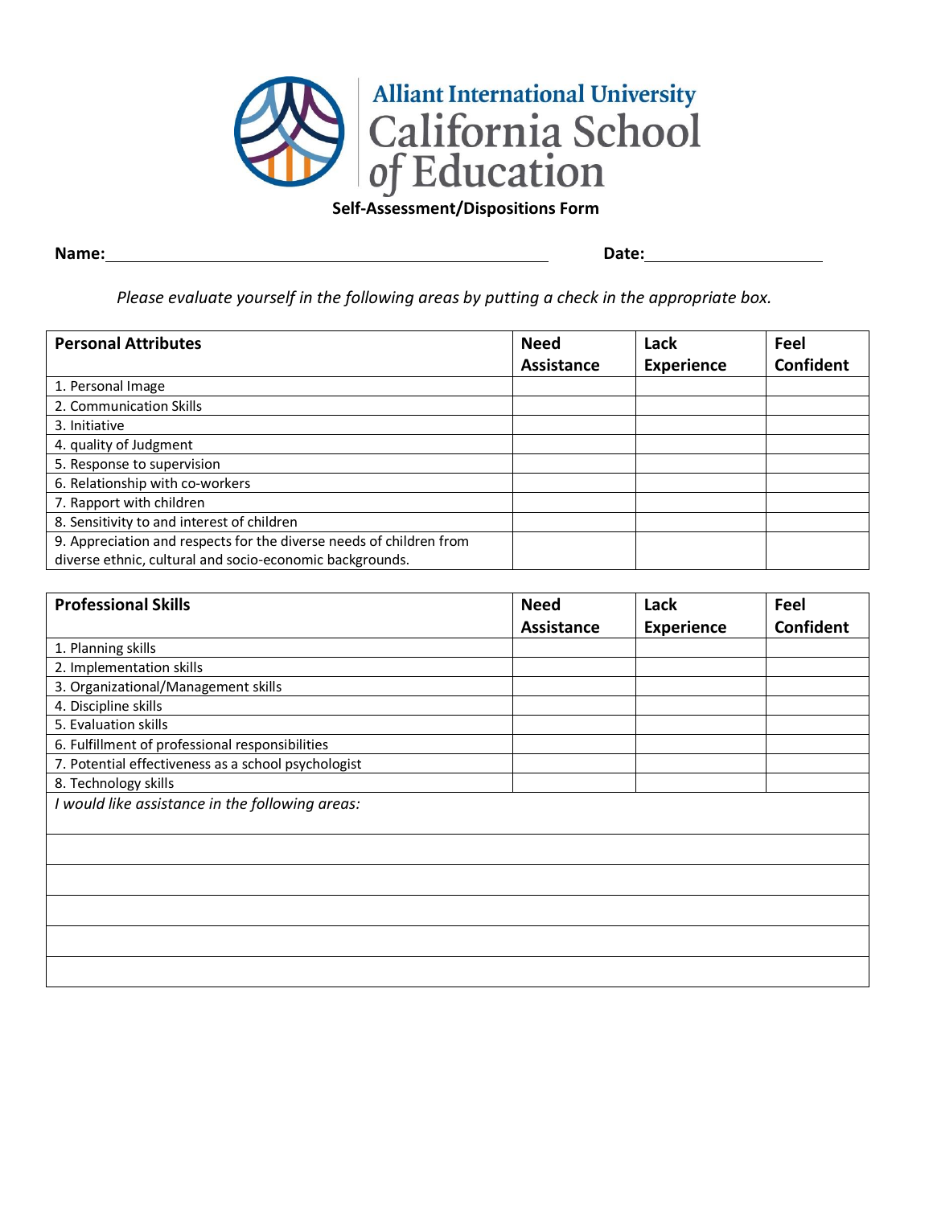Alliant International University California School of Education

**Self-Assessment/Dispositions Form**

**Name:** ______________________________ **Date:** ____________________

*Please evaluate yourself in the following areas by putting a check in the appropriate box.*

| **Personal Attributes** | **Need Assistance** | **Lack Experience** | **Feel Confident** |
|---|---|---|---|
| 1. Personal Image | | | |
| 2. Communication Skills | | | |
| 3. Initiative | | | |
| 4. quality of Judgment | | | |
| 5. Response to supervision | | | |
| 6. Relationship with co-workers | | | |
| 7. Rapport with children | | | |
| 8. Sensitivity to and interest of children | | | |
| 9. Appreciation and respects for the diverse needs of children from diverse ethnic, cultural and socio-economic backgrounds. | | | |

| **Professional Skills** | **Need Assistance** | **Lack Experience** | **Feel Confident** |
|---|---|---|---|
| 1. Planning skills | | | |
| 2. Implementation skills | | | |
| 3. Organizational/Management skills | | | |
| 4. Discipline skills | | | |
| 5. Evaluation skills | | | |
| 6. Fulfillment of professional responsibilities | | | |
| 7. Potential effectiveness as a school psychologist | | | |
| 8. Technology skills | | | |

*I would like assistance in the following areas:*